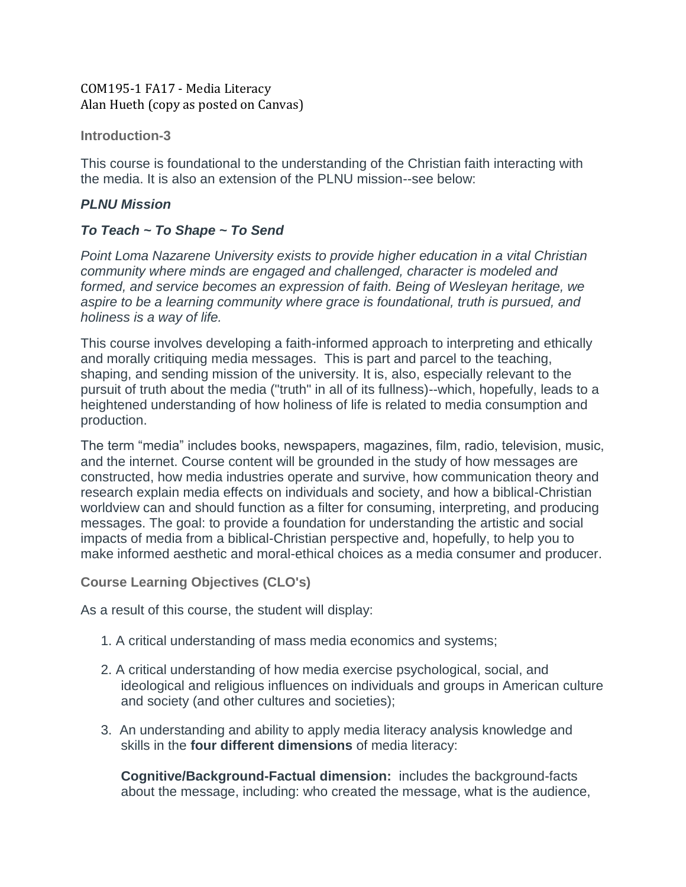COM195-1 FA17 - Media Literacy
Alan Hueth (copy as posted on Canvas)

## Introduction-3

This course is foundational to the understanding of the Christian faith interacting with the media. It is also an extension of the PLNU mission--see below:

### *PLNU Mission*

### *To Teach ~ To Shape ~ To Send*

*Point Loma Nazarene University exists to provide higher education in a vital Christian community where minds are engaged and challenged, character is modeled and formed, and service becomes an expression of faith. Being of Wesleyan heritage, we aspire to be a learning community where grace is foundational, truth is pursued, and holiness is a way of life.*

This course involves developing a faith-informed approach to interpreting and ethically and morally critiquing media messages. This is part and parcel to the teaching, shaping, and sending mission of the university. It is, also, especially relevant to the pursuit of truth about the media ("truth" in all of its fullness)--which, hopefully, leads to a heightened understanding of how holiness of life is related to media consumption and production.

The term "media" includes books, newspapers, magazines, film, radio, television, music, and the internet. Course content will be grounded in the study of how messages are constructed, how media industries operate and survive, how communication theory and research explain media effects on individuals and society, and how a biblical-Christian worldview can and should function as a filter for consuming, interpreting, and producing messages. The goal: to provide a foundation for understanding the artistic and social impacts of media from a biblical-Christian perspective and, hopefully, to help you to make informed aesthetic and moral-ethical choices as a media consumer and producer.

## Course Learning Objectives (CLO's)

As a result of this course, the student will display:

1. A critical understanding of mass media economics and systems;
2. A critical understanding of how media exercise psychological, social, and ideological and religious influences on individuals and groups in American culture and society (and other cultures and societies);
3. An understanding and ability to apply media literacy analysis knowledge and skills in the **four different dimensions** of media literacy:

   **Cognitive/Background-Factual dimension:** includes the background-facts about the message, including: who created the message, what is the audience,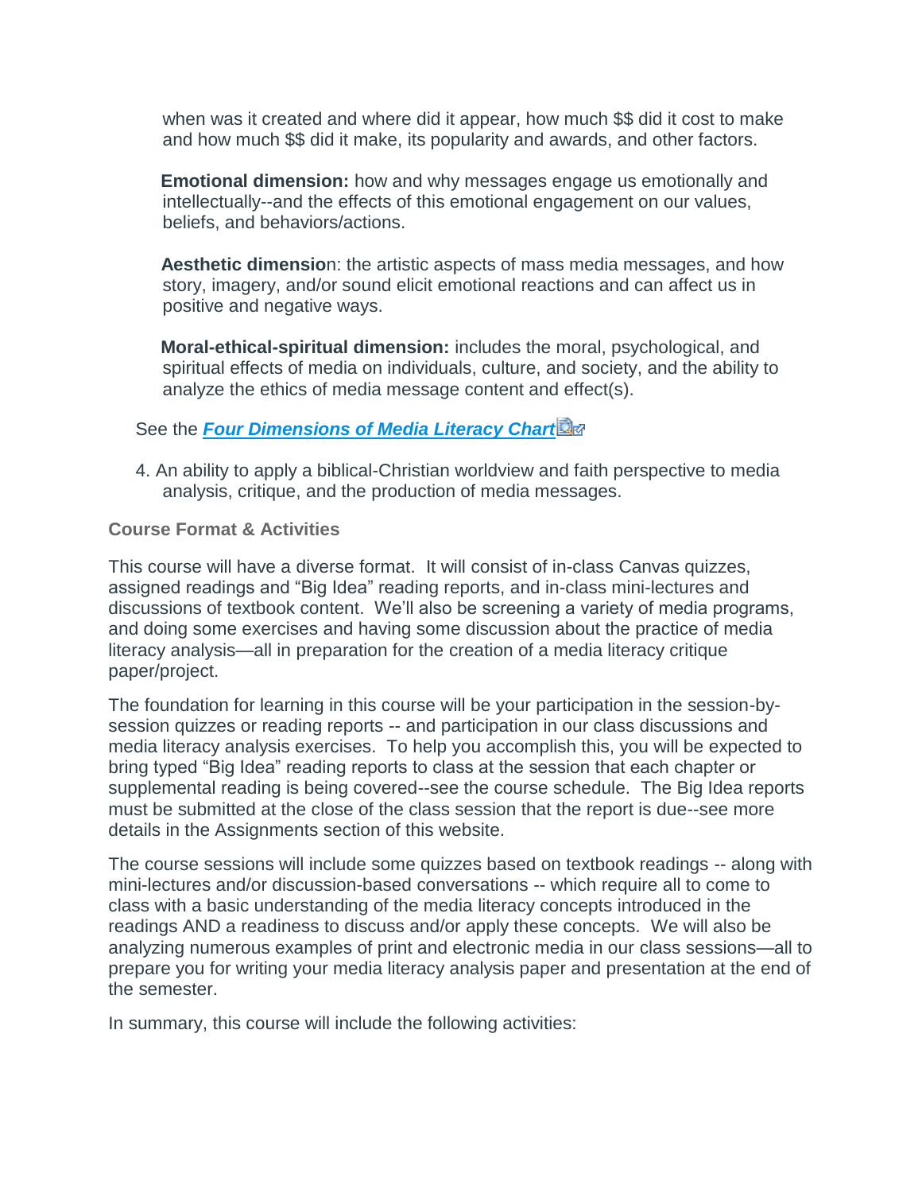when was it created and where did it appear, how much $$ did it cost to make and how much $$ did it make, its popularity and awards, and other factors.

**Emotional dimension:** how and why messages engage us emotionally and intellectually--and the effects of this emotional engagement on our values, beliefs, and behaviors/actions.

**Aesthetic dimensio**n: the artistic aspects of mass media messages, and how story, imagery, and/or sound elicit emotional reactions and can affect us in positive and negative ways.

**Moral-ethical-spiritual dimension:** includes the moral, psychological, and spiritual effects of media on individuals, culture, and society, and the ability to analyze the ethics of media message content and effect(s).

See the ***Four Dimensions of Media Literacy Chart***

4. An ability to apply a biblical-Christian worldview and faith perspective to media analysis, critique, and the production of media messages.

### Course Format & Activities

This course will have a diverse format. It will consist of in-class Canvas quizzes, assigned readings and "Big Idea" reading reports, and in-class mini-lectures and discussions of textbook content. We'll also be screening a variety of media programs, and doing some exercises and having some discussion about the practice of media literacy analysis—all in preparation for the creation of a media literacy critique paper/project.

The foundation for learning in this course will be your participation in the session-by-session quizzes or reading reports -- and participation in our class discussions and media literacy analysis exercises. To help you accomplish this, you will be expected to bring typed "Big Idea" reading reports to class at the session that each chapter or supplemental reading is being covered--see the course schedule. The Big Idea reports must be submitted at the close of the class session that the report is due--see more details in the Assignments section of this website.

The course sessions will include some quizzes based on textbook readings -- along with mini-lectures and/or discussion-based conversations -- which require all to come to class with a basic understanding of the media literacy concepts introduced in the readings AND a readiness to discuss and/or apply these concepts. We will also be analyzing numerous examples of print and electronic media in our class sessions—all to prepare you for writing your media literacy analysis paper and presentation at the end of the semester.

In summary, this course will include the following activities: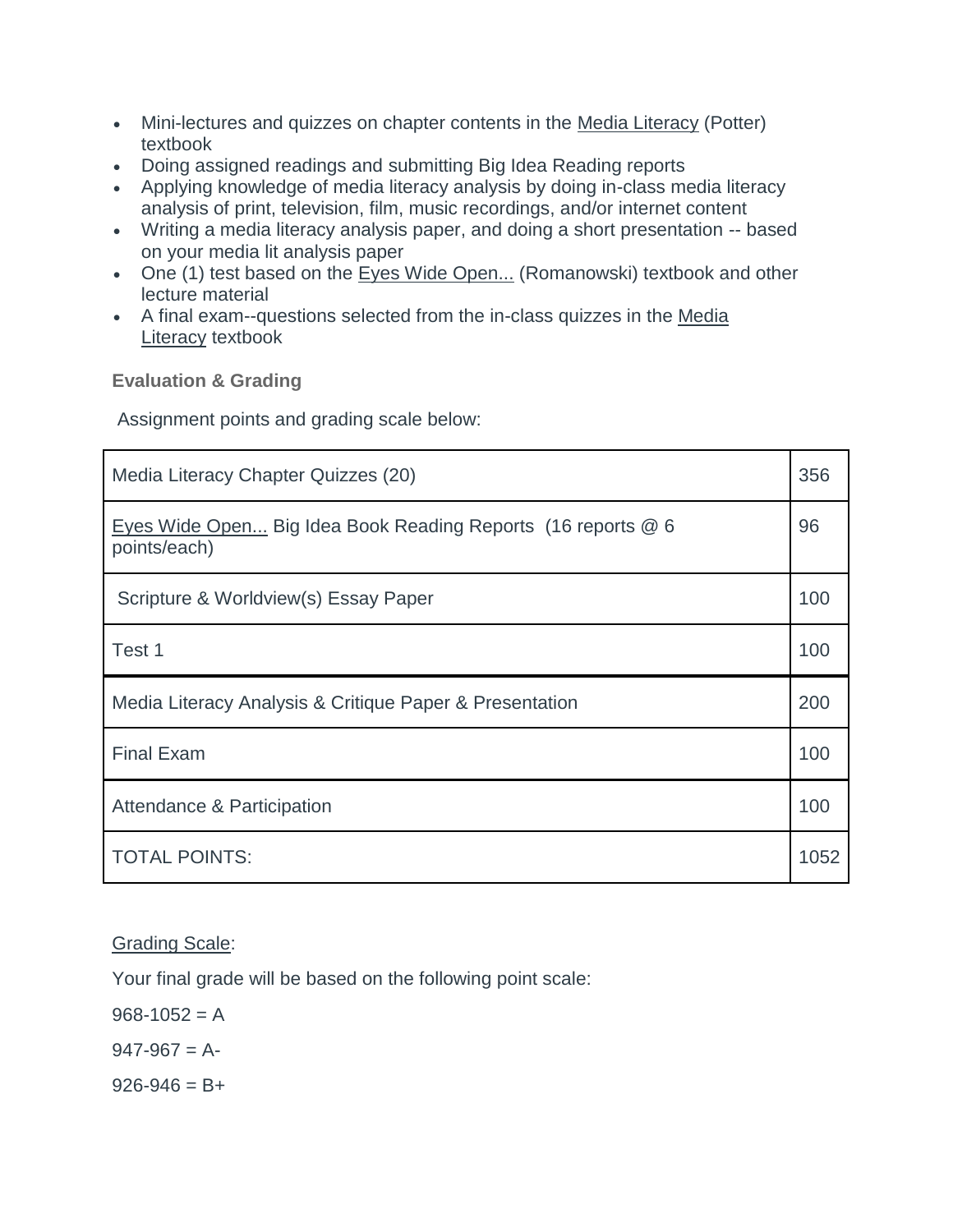- Mini-lectures and quizzes on chapter contents in the Media Literacy (Potter) textbook
- Doing assigned readings and submitting Big Idea Reading reports
- Applying knowledge of media literacy analysis by doing in-class media literacy analysis of print, television, film, music recordings, and/or internet content
- Writing a media literacy analysis paper, and doing a short presentation -- based on your media lit analysis paper
- One (1) test based on the Eyes Wide Open... (Romanowski) textbook and other lecture material
- A final exam--questions selected from the in-class quizzes in the Media Literacy textbook

**Evaluation & Grading**

Assignment points and grading scale below:

| | |
|---|---|
| Media Literacy Chapter Quizzes (20) | 356 |
| Eyes Wide Open... Big Idea Book Reading Reports (16 reports @ 6 points/each) | 96 |
| Scripture & Worldview(s) Essay Paper | 100 |
| Test 1 | 100 |
| Media Literacy Analysis & Critique Paper & Presentation | 200 |
| Final Exam | 100 |
| Attendance & Participation | 100 |
| TOTAL POINTS: | 1052 |

Grading Scale:

Your final grade will be based on the following point scale:

968-1052 = A

947-967 = A-

926-946 = B+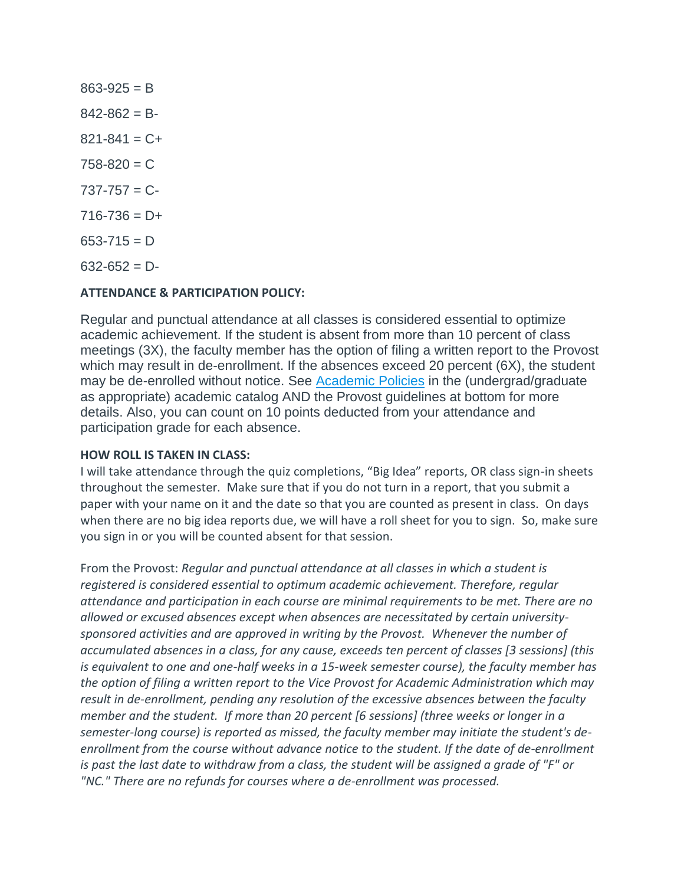863-925 = B

842-862 = B-

821-841 = C+

758-820 = C

737-757 = C-

716-736 = D+

653-715 = D

632-652 = D-

**ATTENDANCE & PARTICIPATION POLICY:**

Regular and punctual attendance at all classes is considered essential to optimize academic achievement. If the student is absent from more than 10 percent of class meetings (3X), the faculty member has the option of filing a written report to the Provost which may result in de-enrollment. If the absences exceed 20 percent (6X), the student may be de-enrolled without notice. See Academic Policies in the (undergrad/graduate as appropriate) academic catalog AND the Provost guidelines at bottom for more details. Also, you can count on 10 points deducted from your attendance and participation grade for each absence.

**HOW ROLL IS TAKEN IN CLASS:**

I will take attendance through the quiz completions, "Big Idea" reports, OR class sign-in sheets throughout the semester. Make sure that if you do not turn in a report, that you submit a paper with your name on it and the date so that you are counted as present in class. On days when there are no big idea reports due, we will have a roll sheet for you to sign. So, make sure you sign in or you will be counted absent for that session.

From the Provost: *Regular and punctual attendance at all classes in which a student is registered is considered essential to optimum academic achievement. Therefore, regular attendance and participation in each course are minimal requirements to be met. There are no allowed or excused absences except when absences are necessitated by certain university-sponsored activities and are approved in writing by the Provost. Whenever the number of accumulated absences in a class, for any cause, exceeds ten percent of classes [3 sessions] (this is equivalent to one and one-half weeks in a 15-week semester course), the faculty member has the option of filing a written report to the Vice Provost for Academic Administration which may result in de-enrollment, pending any resolution of the excessive absences between the faculty member and the student. If more than 20 percent [6 sessions] (three weeks or longer in a semester-long course) is reported as missed, the faculty member may initiate the student's de-enrollment from the course without advance notice to the student. If the date of de-enrollment is past the last date to withdraw from a class, the student will be assigned a grade of "F" or "NC." There are no refunds for courses where a de-enrollment was processed.*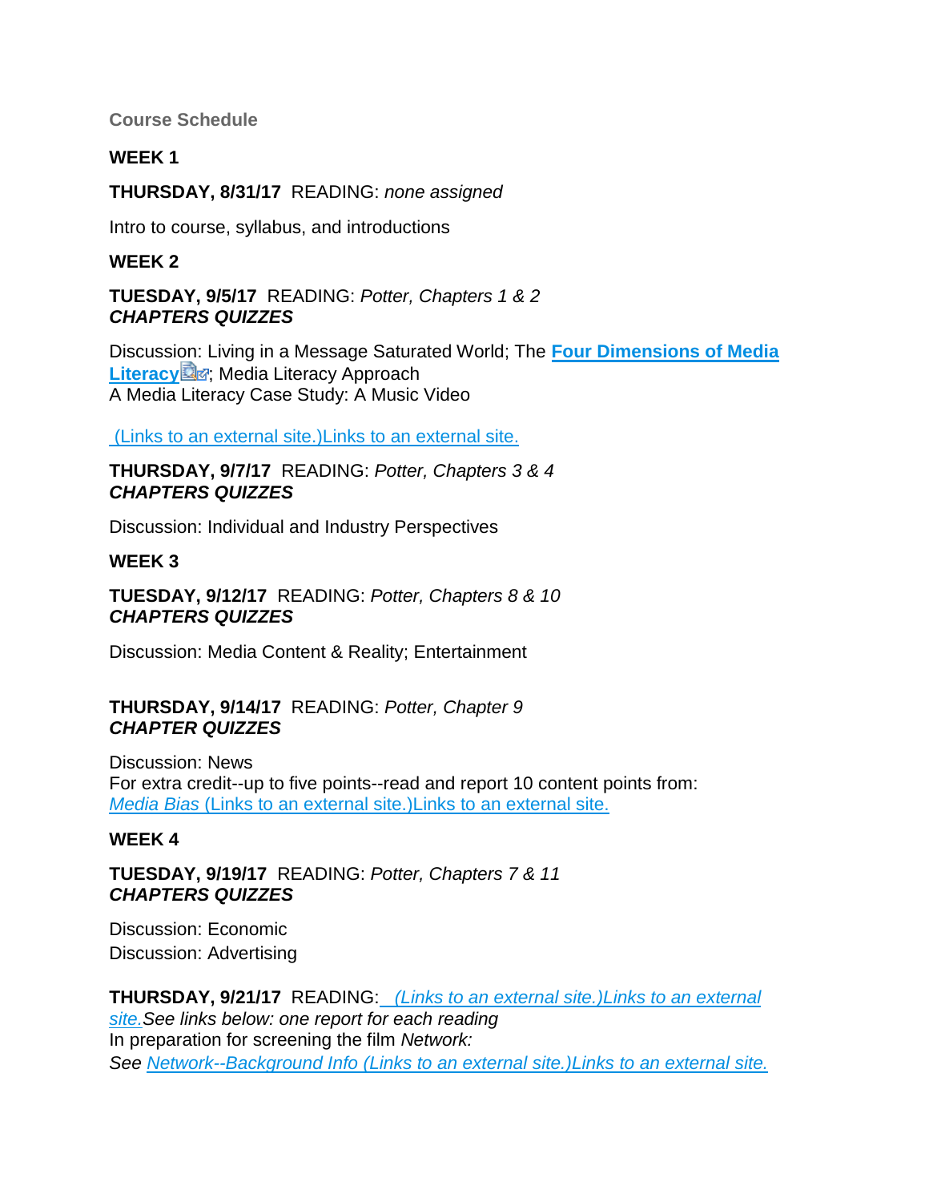### Course Schedule

**WEEK 1**

**THURSDAY, 8/31/17** READING: *none assigned*

Intro to course, syllabus, and introductions

**WEEK 2**

**TUESDAY, 9/5/17** READING: *Potter, Chapters 1 & 2*
***CHAPTERS QUIZZES***

Discussion: Living in a Message Saturated World; The **Four Dimensions of Media Literacy**; Media Literacy Approach
A Media Literacy Case Study: A Music Video

(Links to an external site.)Links to an external site.

**THURSDAY, 9/7/17** READING: *Potter, Chapters 3 & 4*
***CHAPTERS QUIZZES***

Discussion: Individual and Industry Perspectives

**WEEK 3**

**TUESDAY, 9/12/17** READING: *Potter, Chapters 8 & 10*
***CHAPTERS QUIZZES***

Discussion: Media Content & Reality; Entertainment

**THURSDAY, 9/14/17** READING: *Potter, Chapter 9*
***CHAPTER QUIZZES***

Discussion: News
For extra credit--up to five points--read and report 10 content points from:
*Media Bias* (Links to an external site.)Links to an external site.

**WEEK 4**

**TUESDAY, 9/19/17** READING: *Potter, Chapters 7 & 11*
***CHAPTERS QUIZZES***

Discussion: Economic
Discussion: Advertising

**THURSDAY, 9/21/17** READING: *(Links to an external site.)Links to an external site.See links below: one report for each reading*
In preparation for screening the film *Network:*
*See Network--Background Info (Links to an external site.)Links to an external site.*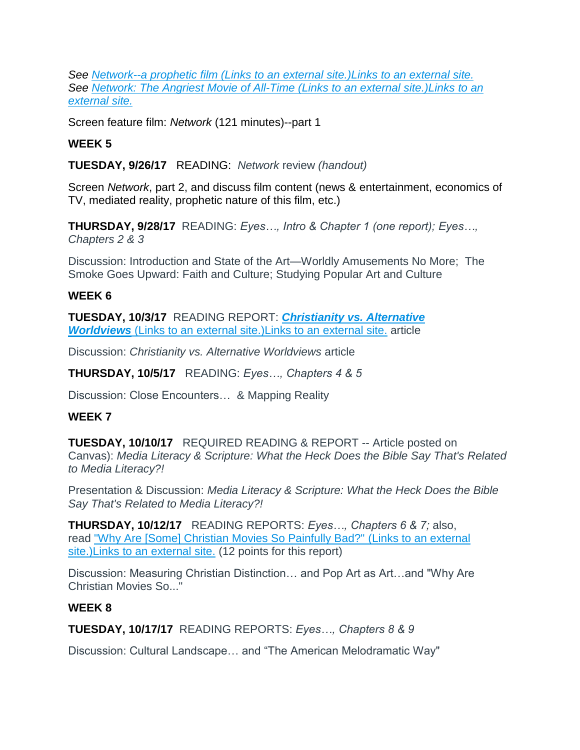*See [Network--a prophetic film (Links to an external site.)Links to an external site.](#)*
*See [Network: The Angriest Movie of All-Time (Links to an external site.)Links to an external site.](#)*

Screen feature film: *Network* (121 minutes)--part 1

**WEEK 5**

**TUESDAY, 9/26/17** READING: *Network* review *(handout)*

Screen *Network*, part 2, and discuss film content (news & entertainment, economics of TV, mediated reality, prophetic nature of this film, etc.)

**THURSDAY, 9/28/17** READING: *Eyes…, Intro & Chapter 1 (one report); Eyes…, Chapters 2 & 3*

Discussion: Introduction and State of the Art—Worldly Amusements No More; The Smoke Goes Upward: Faith and Culture; Studying Popular Art and Culture

**WEEK 6**

**TUESDAY, 10/3/17** READING REPORT: [***Christianity vs. Alternative Worldviews*** (Links to an external site.)Links to an external site.](#) article

Discussion: *Christianity vs. Alternative Worldviews* article

**THURSDAY, 10/5/17** READING: *Eyes…, Chapters 4 & 5*

Discussion: Close Encounters… & Mapping Reality

**WEEK 7**

**TUESDAY, 10/10/17** REQUIRED READING & REPORT -- Article posted on Canvas): *Media Literacy & Scripture: What the Heck Does the Bible Say That's Related to Media Literacy?!*

Presentation & Discussion: *Media Literacy & Scripture: What the Heck Does the Bible Say That's Related to Media Literacy?!*

**THURSDAY, 10/12/17** READING REPORTS: *Eyes…, Chapters 6 & 7;* also, read ["Why Are [Some] Christian Movies So Painfully Bad?" (Links to an external site.)Links to an external site.](#) (12 points for this report)

Discussion: Measuring Christian Distinction… and Pop Art as Art…and "Why Are Christian Movies So..."

**WEEK 8**

**TUESDAY, 10/17/17** READING REPORTS: *Eyes…, Chapters 8 & 9*

Discussion: Cultural Landscape… and "The American Melodramatic Way"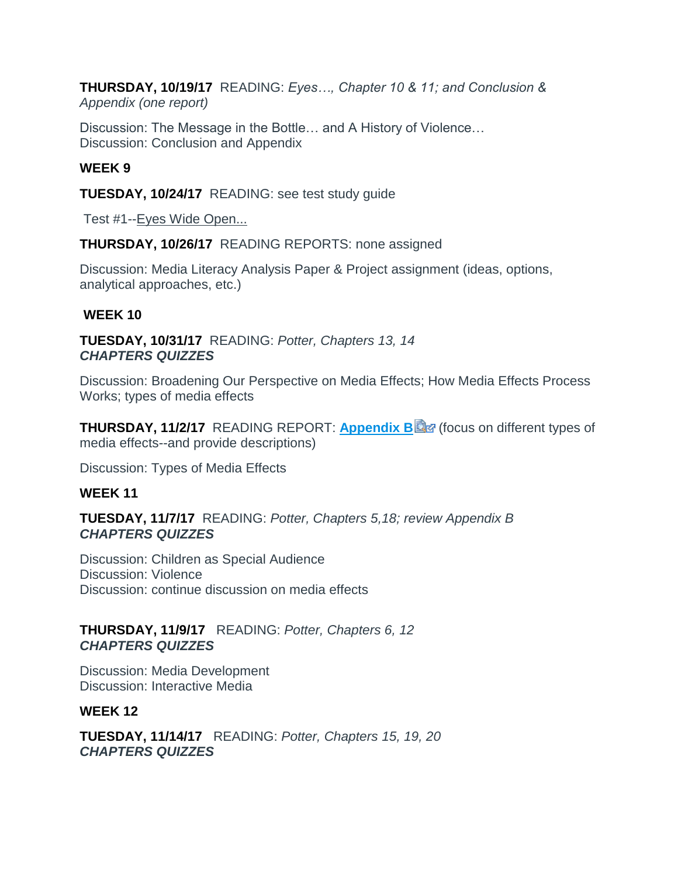**THURSDAY, 10/19/17** READING: *Eyes…, Chapter 10 & 11; and Conclusion & Appendix (one report)*

Discussion: The Message in the Bottle… and A History of Violence…
Discussion: Conclusion and Appendix

**WEEK 9**

**TUESDAY, 10/24/17** READING: see test study guide

Test #1--Eyes Wide Open...

**THURSDAY, 10/26/17** READING REPORTS: none assigned

Discussion: Media Literacy Analysis Paper & Project assignment (ideas, options, analytical approaches, etc.)

**WEEK 10**

**TUESDAY, 10/31/17** READING: *Potter, Chapters 13, 14*
***CHAPTERS QUIZZES***

Discussion: Broadening Our Perspective on Media Effects; How Media Effects Process Works; types of media effects

**THURSDAY, 11/2/17** READING REPORT: **Appendix B** (focus on different types of media effects--and provide descriptions)

Discussion: Types of Media Effects

**WEEK 11**

**TUESDAY, 11/7/17** READING: *Potter, Chapters 5,18; review Appendix B*
***CHAPTERS QUIZZES***

Discussion: Children as Special Audience
Discussion: Violence
Discussion: continue discussion on media effects

**THURSDAY, 11/9/17** READING: *Potter, Chapters 6, 12*
***CHAPTERS QUIZZES***

Discussion: Media Development
Discussion: Interactive Media

**WEEK 12**

**TUESDAY, 11/14/17** READING: *Potter, Chapters 15, 19, 20*
***CHAPTERS QUIZZES***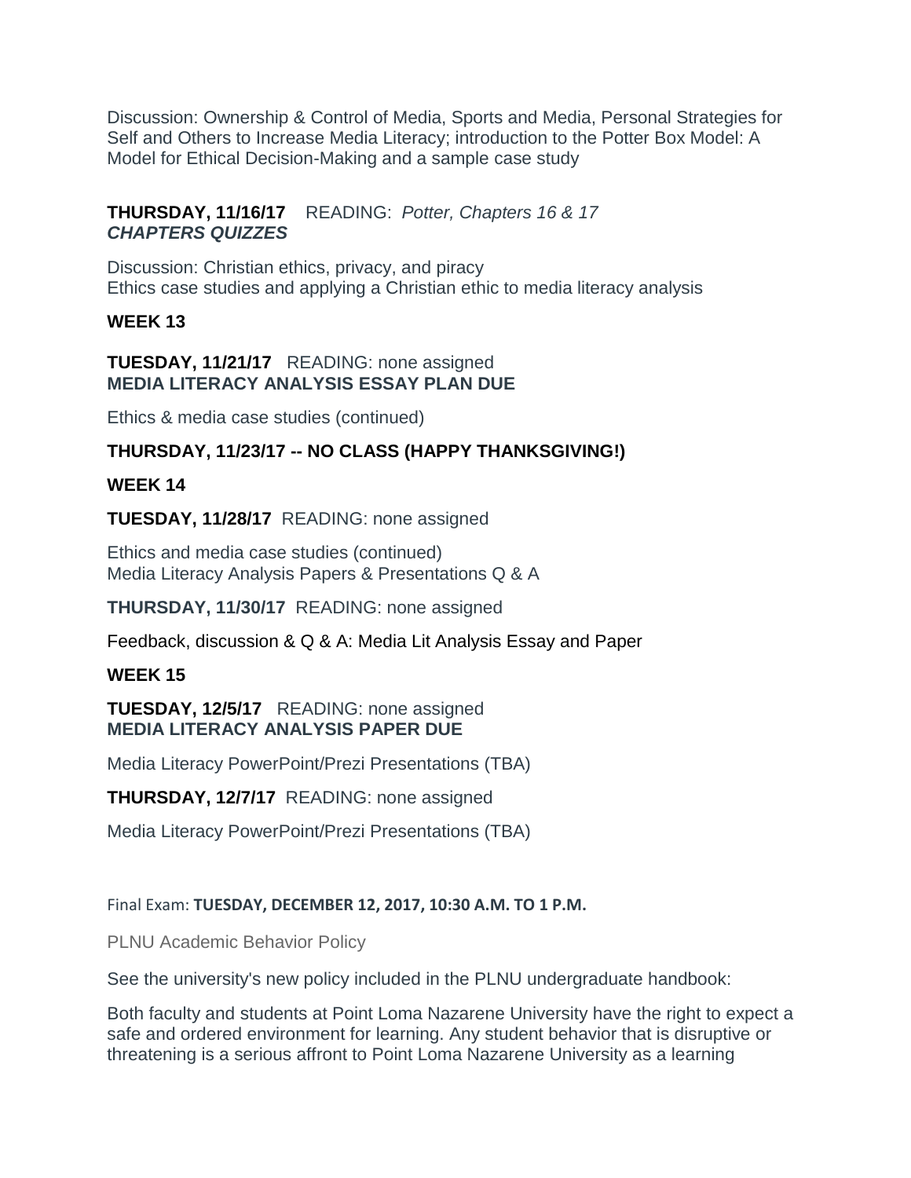Discussion: Ownership & Control of Media, Sports and Media, Personal Strategies for Self and Others to Increase Media Literacy; introduction to the Potter Box Model: A Model for Ethical Decision-Making and a sample case study

**THURSDAY, 11/16/17** READING: *Potter, Chapters 16 & 17*
***CHAPTERS QUIZZES***

Discussion: Christian ethics, privacy, and piracy
Ethics case studies and applying a Christian ethic to media literacy analysis

**WEEK 13**

**TUESDAY, 11/21/17** READING: none assigned
**MEDIA LITERACY ANALYSIS ESSAY PLAN DUE**

Ethics & media case studies (continued)

**THURSDAY, 11/23/17 -- NO CLASS (HAPPY THANKSGIVING!)**

**WEEK 14**

**TUESDAY, 11/28/17** READING: none assigned

Ethics and media case studies (continued)
Media Literacy Analysis Papers & Presentations Q & A

**THURSDAY, 11/30/17** READING: none assigned

Feedback, discussion & Q & A: Media Lit Analysis Essay and Paper

**WEEK 15**

**TUESDAY, 12/5/17** READING: none assigned
**MEDIA LITERACY ANALYSIS PAPER DUE**

Media Literacy PowerPoint/Prezi Presentations (TBA)

**THURSDAY, 12/7/17** READING: none assigned

Media Literacy PowerPoint/Prezi Presentations (TBA)

Final Exam: **TUESDAY, DECEMBER 12, 2017, 10:30 A.M. TO 1 P.M.**

PLNU Academic Behavior Policy

See the university's new policy included in the PLNU undergraduate handbook:

Both faculty and students at Point Loma Nazarene University have the right to expect a safe and ordered environment for learning. Any student behavior that is disruptive or threatening is a serious affront to Point Loma Nazarene University as a learning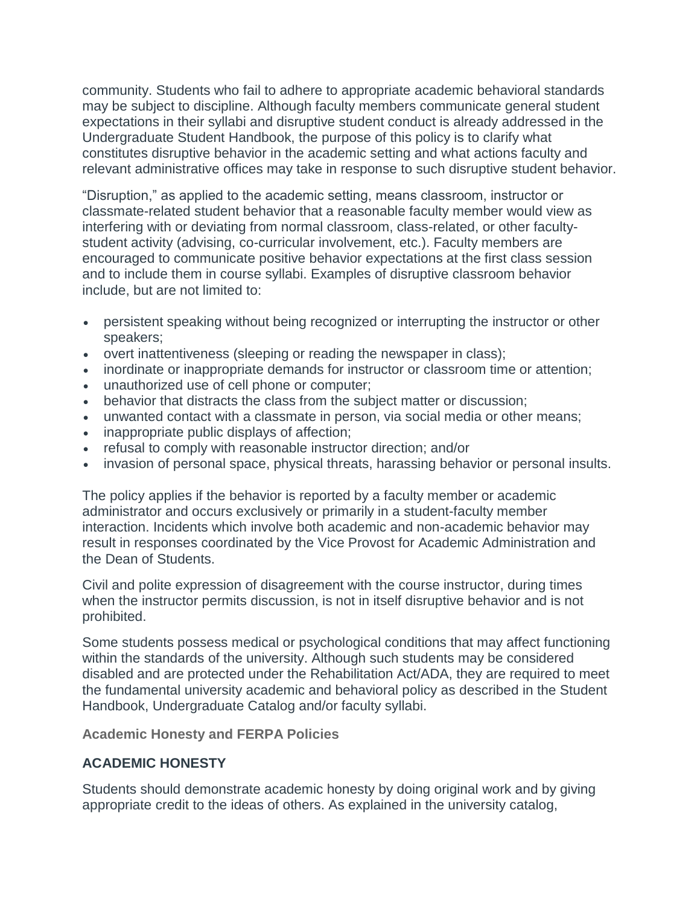community. Students who fail to adhere to appropriate academic behavioral standards may be subject to discipline. Although faculty members communicate general student expectations in their syllabi and disruptive student conduct is already addressed in the Undergraduate Student Handbook, the purpose of this policy is to clarify what constitutes disruptive behavior in the academic setting and what actions faculty and relevant administrative offices may take in response to such disruptive student behavior.

"Disruption," as applied to the academic setting, means classroom, instructor or classmate-related student behavior that a reasonable faculty member would view as interfering with or deviating from normal classroom, class-related, or other faculty-student activity (advising, co-curricular involvement, etc.). Faculty members are encouraged to communicate positive behavior expectations at the first class session and to include them in course syllabi. Examples of disruptive classroom behavior include, but are not limited to:

- persistent speaking without being recognized or interrupting the instructor or other speakers;
- overt inattentiveness (sleeping or reading the newspaper in class);
- inordinate or inappropriate demands for instructor or classroom time or attention;
- unauthorized use of cell phone or computer;
- behavior that distracts the class from the subject matter or discussion;
- unwanted contact with a classmate in person, via social media or other means;
- inappropriate public displays of affection;
- refusal to comply with reasonable instructor direction; and/or
- invasion of personal space, physical threats, harassing behavior or personal insults.

The policy applies if the behavior is reported by a faculty member or academic administrator and occurs exclusively or primarily in a student-faculty member interaction. Incidents which involve both academic and non-academic behavior may result in responses coordinated by the Vice Provost for Academic Administration and the Dean of Students.

Civil and polite expression of disagreement with the course instructor, during times when the instructor permits discussion, is not in itself disruptive behavior and is not prohibited.

Some students possess medical or psychological conditions that may affect functioning within the standards of the university. Although such students may be considered disabled and are protected under the Rehabilitation Act/ADA, they are required to meet the fundamental university academic and behavioral policy as described in the Student Handbook, Undergraduate Catalog and/or faculty syllabi.

### Academic Honesty and FERPA Policies

#### ACADEMIC HONESTY

Students should demonstrate academic honesty by doing original work and by giving appropriate credit to the ideas of others. As explained in the university catalog,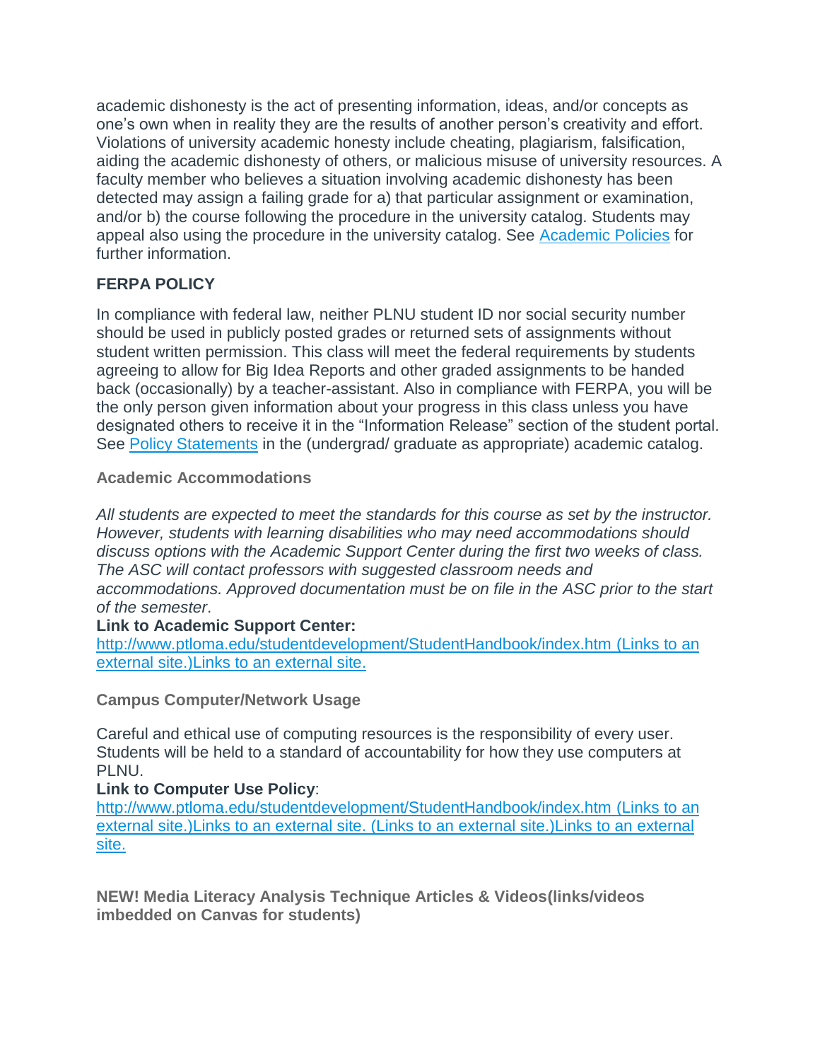academic dishonesty is the act of presenting information, ideas, and/or concepts as one's own when in reality they are the results of another person's creativity and effort. Violations of university academic honesty include cheating, plagiarism, falsification, aiding the academic dishonesty of others, or malicious misuse of university resources. A faculty member who believes a situation involving academic dishonesty has been detected may assign a failing grade for a) that particular assignment or examination, and/or b) the course following the procedure in the university catalog. Students may appeal also using the procedure in the university catalog. See [Academic Policies] for further information.

**FERPA POLICY**

In compliance with federal law, neither PLNU student ID nor social security number should be used in publicly posted grades or returned sets of assignments without student written permission. This class will meet the federal requirements by students agreeing to allow for Big Idea Reports and other graded assignments to be handed back (occasionally) by a teacher-assistant. Also in compliance with FERPA, you will be the only person given information about your progress in this class unless you have designated others to receive it in the "Information Release" section of the student portal. See [Policy Statements] in the (undergrad/ graduate as appropriate) academic catalog.

**Academic Accommodations**

*All students are expected to meet the standards for this course as set by the instructor. However, students with learning disabilities who may need accommodations should discuss options with the Academic Support Center during the first two weeks of class. The ASC will contact professors with suggested classroom needs and accommodations. Approved documentation must be on file in the ASC prior to the start of the semester*.

**Link to Academic Support Center:**
http://www.ptloma.edu/studentdevelopment/StudentHandbook/index.htm (Links to an external site.)Links to an external site.

**Campus Computer/Network Usage**

Careful and ethical use of computing resources is the responsibility of every user. Students will be held to a standard of accountability for how they use computers at PLNU.

**Link to Computer Use Policy**:
http://www.ptloma.edu/studentdevelopment/StudentHandbook/index.htm (Links to an external site.)Links to an external site. (Links to an external site.)Links to an external site.

**NEW! Media Literacy Analysis Technique Articles & Videos(links/videos imbedded on Canvas for students)**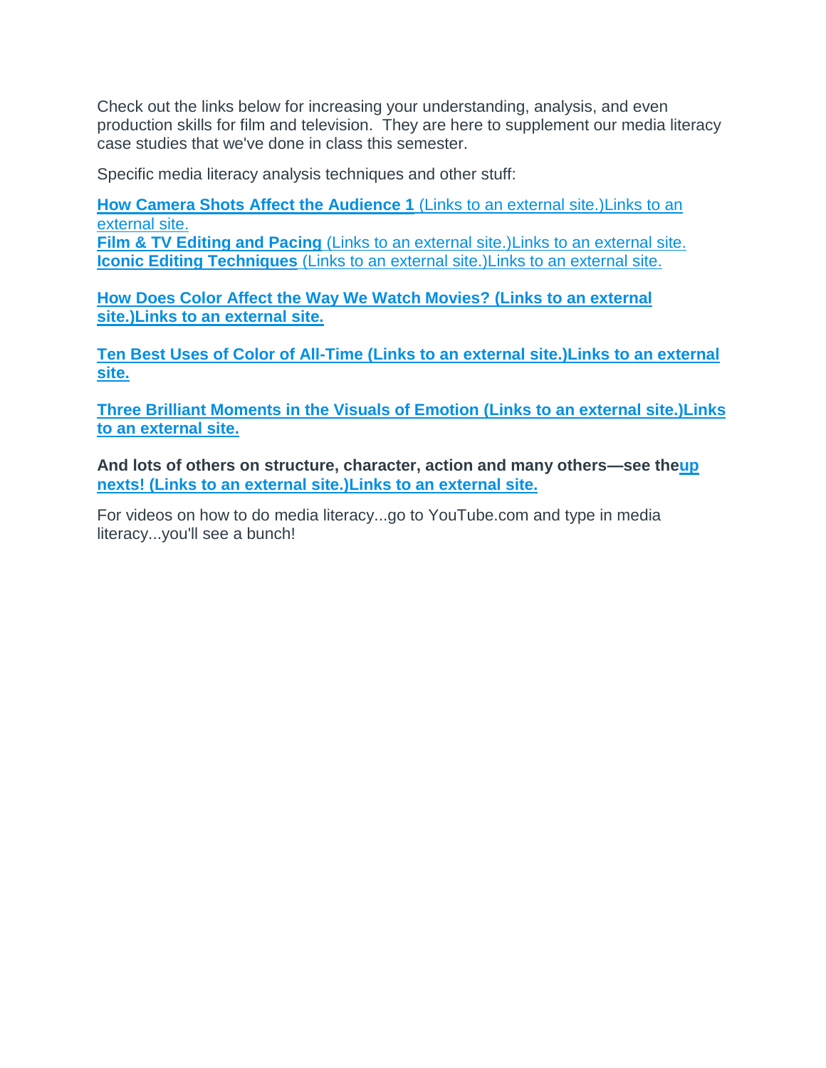Check out the links below for increasing your understanding, analysis, and even production skills for film and television. They are here to supplement our media literacy case studies that we've done in class this semester.

Specific media literacy analysis techniques and other stuff:

**How Camera Shots Affect the Audience 1** (Links to an external site.)Links to an external site.
**Film & TV Editing and Pacing** (Links to an external site.)Links to an external site.
**Iconic Editing Techniques** (Links to an external site.)Links to an external site.

**How Does Color Affect the Way We Watch Movies? (Links to an external site.)Links to an external site.**

**Ten Best Uses of Color of All-Time (Links to an external site.)Links to an external site.**

**Three Brilliant Moments in the Visuals of Emotion (Links to an external site.)Links to an external site.**

**And lots of others on structure, character, action and many others—see theup nexts! (Links to an external site.)Links to an external site.**

For videos on how to do media literacy...go to YouTube.com and type in media literacy...you'll see a bunch!